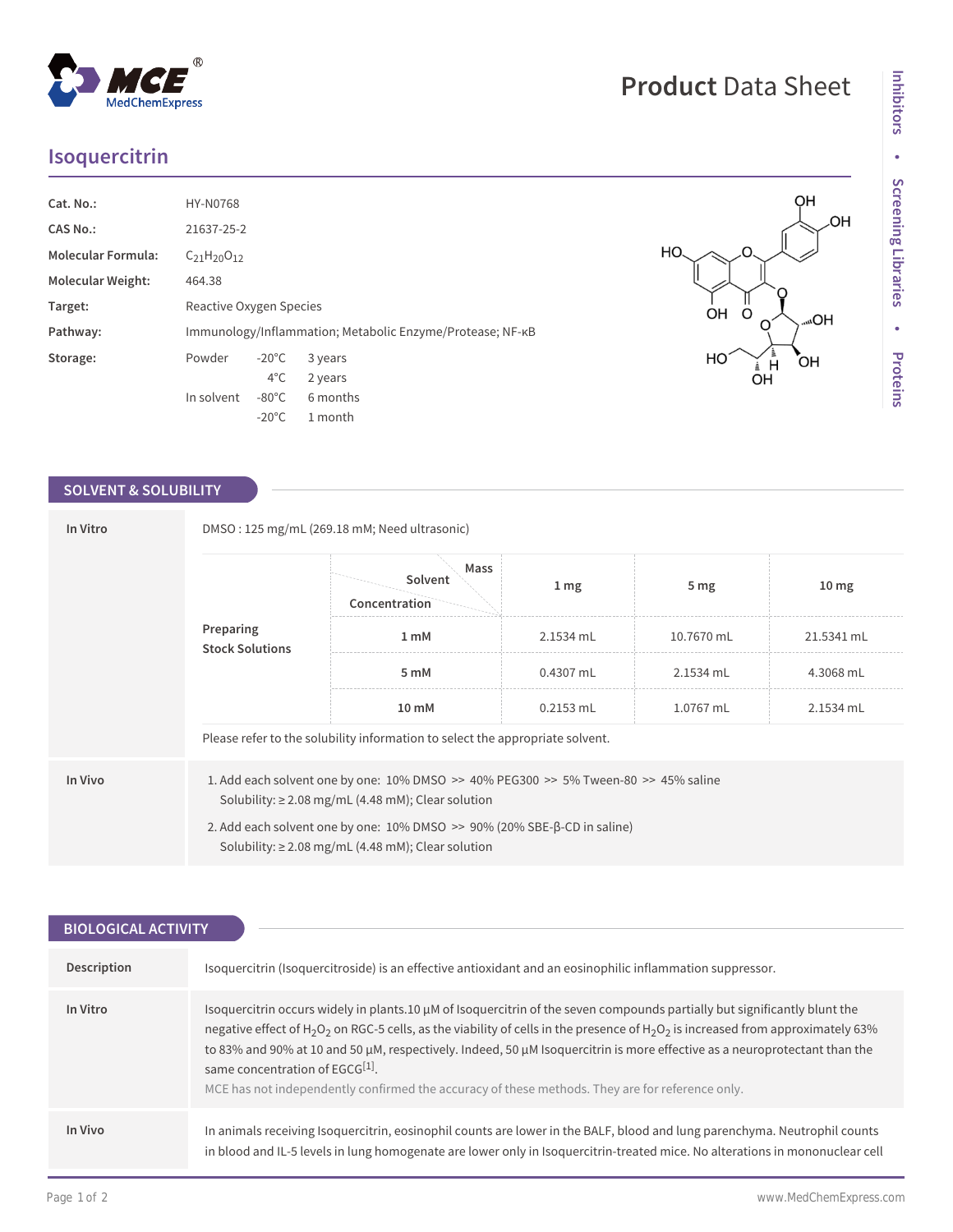# Product Data Sheet

## Isoquercitrin

| | |
|---|---|
| **Cat. No.:** | HY-N0768 |
| **CAS No.:** | 21637-25-2 |
| **Molecular Formula:** | $C_{21}H_{20}O_{12}$ |
| **Molecular Weight:** | 464.38 |
| **Target:** | Reactive Oxygen Species |
| **Pathway:** | Immunology/Inflammation; Metabolic Enzyme/Protease; NF-κB |
| **Storage:** | Powder -20°C 3 years; 4°C 2 years<br>In solvent -80°C 6 months; -20°C 1 month |

## SOLVENT & SOLUBILITY

**In Vitro**

DMSO : 125 mg/mL (269.18 mM; Need ultrasonic)

**Preparing Stock Solutions**

| Solvent Concentration / Mass | 1 mg | 5 mg | 10 mg |
|---|---|---|---|
| 1 mM | 2.1534 mL | 10.7670 mL | 21.5341 mL |
| 5 mM | 0.4307 mL | 2.1534 mL | 4.3068 mL |
| 10 mM | 0.2153 mL | 1.0767 mL | 2.1534 mL |

Please refer to the solubility information to select the appropriate solvent.

**In Vivo**

1. Add each solvent one by one: 10% DMSO >> 40% PEG300 >> 5% Tween-80 >> 45% saline
   Solubility: ≥ 2.08 mg/mL (4.48 mM); Clear solution
2. Add each solvent one by one: 10% DMSO >> 90% (20% SBE-β-CD in saline)
   Solubility: ≥ 2.08 mg/mL (4.48 mM); Clear solution

## BIOLOGICAL ACTIVITY

**Description**

Isoquercitrin (Isoquercitroside) is an effective antioxidant and an eosinophilic inflammation suppressor.

**In Vitro**

Isoquercitrin occurs widely in plants.10 µM of Isoquercitrin of the seven compounds partially but significantly blunt the negative effect of $H_2O_2$ on RGC-5 cells, as the viability of cells in the presence of $H_2O_2$ is increased from approximately 63% to 83% and 90% at 10 and 50 µM, respectively. Indeed, 50 µM Isoquercitrin is more effective as a neuroprotectant than the same concentration of EGCG[1].

MCE has not independently confirmed the accuracy of these methods. They are for reference only.

**In Vivo**

In animals receiving Isoquercitrin, eosinophil counts are lower in the BALF, blood and lung parenchyma. Neutrophil counts in blood and IL-5 levels in lung homogenate are lower only in Isoquercitrin-treated mice. No alterations in mononuclear cell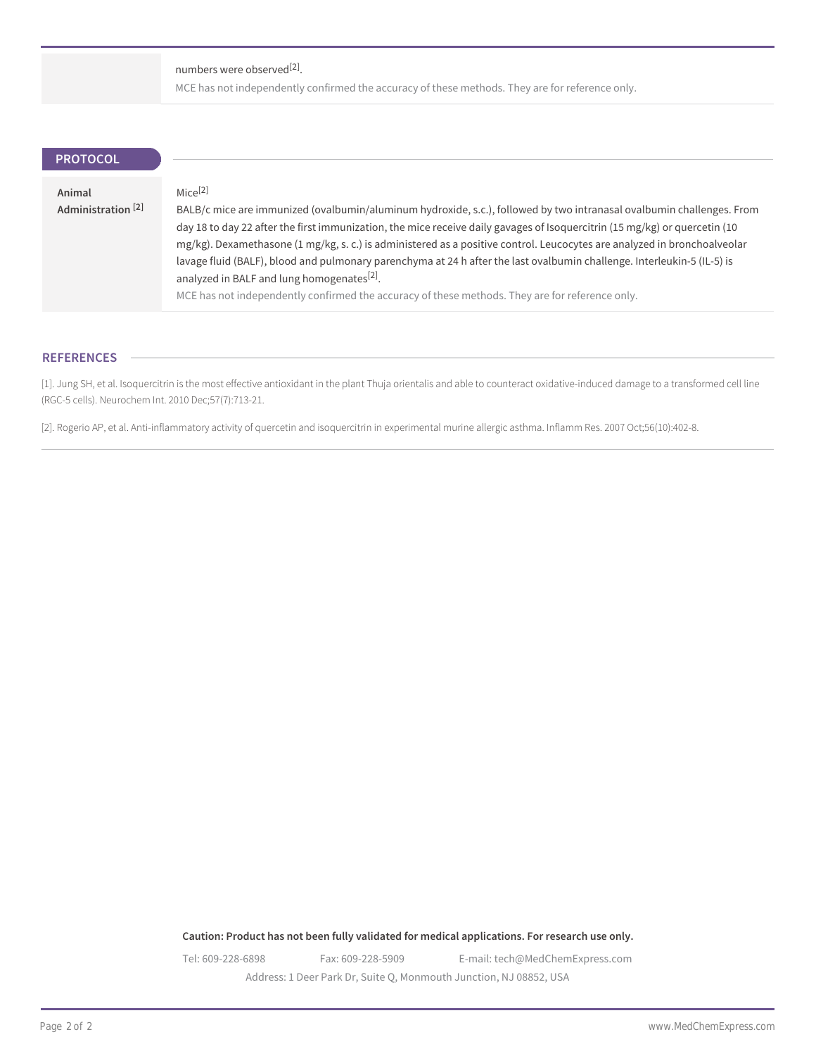numbers were observed[2].

MCE has not independently confirmed the accuracy of these methods. They are for reference only.

## PROTOCOL

**Animal Administration [2]**

Mice[2]

BALB/c mice are immunized (ovalbumin/aluminum hydroxide, s.c.), followed by two intranasal ovalbumin challenges. From day 18 to day 22 after the first immunization, the mice receive daily gavages of Isoquercitrin (15 mg/kg) or quercetin (10 mg/kg). Dexamethasone (1 mg/kg, s. c.) is administered as a positive control. Leucocytes are analyzed in bronchoalveolar lavage fluid (BALF), blood and pulmonary parenchyma at 24 h after the last ovalbumin challenge. Interleukin-5 (IL-5) is analyzed in BALF and lung homogenates[2].

MCE has not independently confirmed the accuracy of these methods. They are for reference only.

## REFERENCES

[1]. Jung SH, et al. Isoquercitrin is the most effective antioxidant in the plant Thuja orientalis and able to counteract oxidative-induced damage to a transformed cell line (RGC-5 cells). Neurochem Int. 2010 Dec;57(7):713-21.

[2]. Rogerio AP, et al. Anti-inflammatory activity of quercetin and isoquercitrin in experimental murine allergic asthma. Inflamm Res. 2007 Oct;56(10):402-8.

**Caution: Product has not been fully validated for medical applications. For research use only.**

Tel: 609-228-6898 Fax: 609-228-5909 E-mail: tech@MedChemExpress.com

Address: 1 Deer Park Dr, Suite Q, Monmouth Junction, NJ 08852, USA